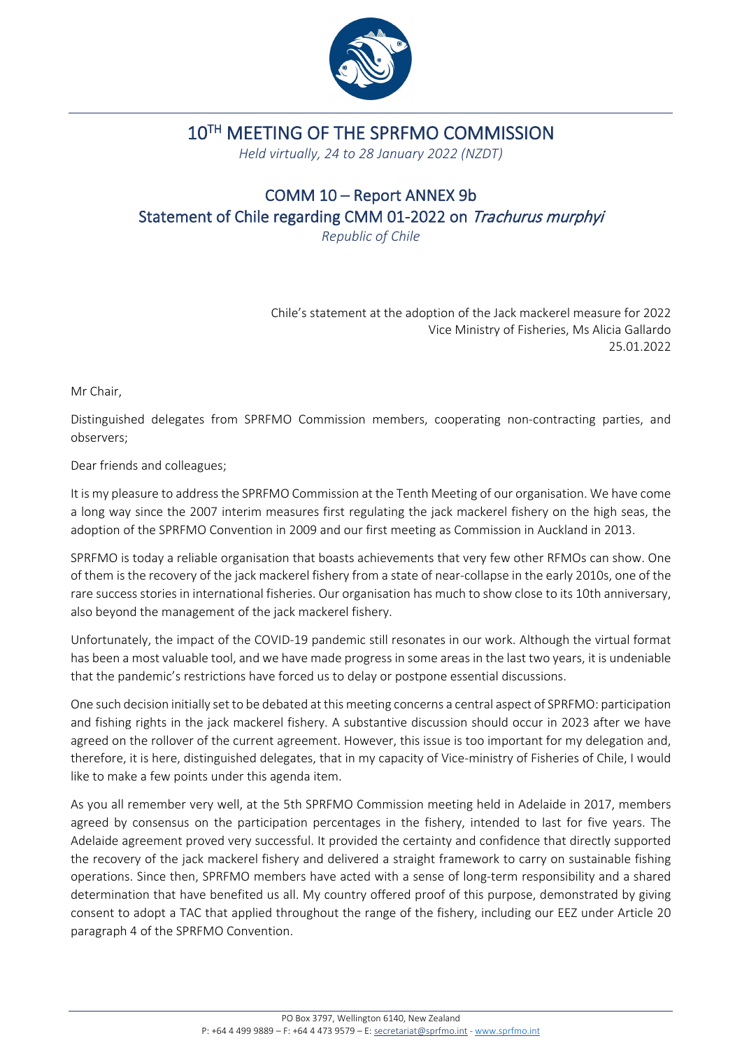# 10[TH] MEETING OF THE SPRFMO COMMISSION

*Held virtually, 24 to 28 January 2022 (NZDT)*

## COMM 10 – Report ANNEX 9b
## Statement of Chile regarding CMM 01-2022 on *Trachurus murphyi*

*Republic of Chile*

Chile's statement at the adoption of the Jack mackerel measure for 2022
Vice Ministry of Fisheries, Ms Alicia Gallardo
25.01.2022

Mr Chair,

Distinguished delegates from SPRFMO Commission members, cooperating non-contracting parties, and observers;

Dear friends and colleagues;

It is my pleasure to address the SPRFMO Commission at the Tenth Meeting of our organisation. We have come a long way since the 2007 interim measures first regulating the jack mackerel fishery on the high seas, the adoption of the SPRFMO Convention in 2009 and our first meeting as Commission in Auckland in 2013.

SPRFMO is today a reliable organisation that boasts achievements that very few other RFMOs can show. One of them is the recovery of the jack mackerel fishery from a state of near-collapse in the early 2010s, one of the rare success stories in international fisheries. Our organisation has much to show close to its 10th anniversary, also beyond the management of the jack mackerel fishery.

Unfortunately, the impact of the COVID-19 pandemic still resonates in our work. Although the virtual format has been a most valuable tool, and we have made progress in some areas in the last two years, it is undeniable that the pandemic's restrictions have forced us to delay or postpone essential discussions.

One such decision initially set to be debated at this meeting concerns a central aspect of SPRFMO: participation and fishing rights in the jack mackerel fishery. A substantive discussion should occur in 2023 after we have agreed on the rollover of the current agreement. However, this issue is too important for my delegation and, therefore, it is here, distinguished delegates, that in my capacity of Vice-ministry of Fisheries of Chile, I would like to make a few points under this agenda item.

As you all remember very well, at the 5th SPRFMO Commission meeting held in Adelaide in 2017, members agreed by consensus on the participation percentages in the fishery, intended to last for five years. The Adelaide agreement proved very successful. It provided the certainty and confidence that directly supported the recovery of the jack mackerel fishery and delivered a straight framework to carry on sustainable fishing operations. Since then, SPRFMO members have acted with a sense of long-term responsibility and a shared determination that have benefited us all. My country offered proof of this purpose, demonstrated by giving consent to adopt a TAC that applied throughout the range of the fishery, including our EEZ under Article 20 paragraph 4 of the SPRFMO Convention.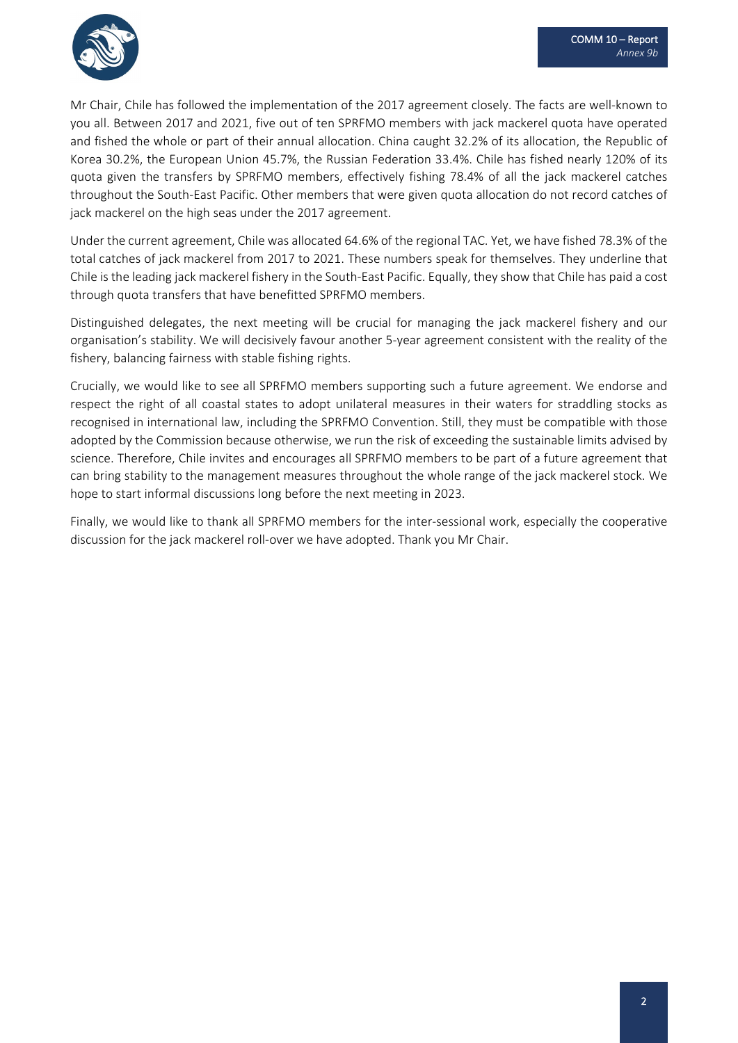Mr Chair, Chile has followed the implementation of the 2017 agreement closely. The facts are well-known to you all. Between 2017 and 2021, five out of ten SPRFMO members with jack mackerel quota have operated and fished the whole or part of their annual allocation. China caught 32.2% of its allocation, the Republic of Korea 30.2%, the European Union 45.7%, the Russian Federation 33.4%. Chile has fished nearly 120% of its quota given the transfers by SPRFMO members, effectively fishing 78.4% of all the jack mackerel catches throughout the South-East Pacific. Other members that were given quota allocation do not record catches of jack mackerel on the high seas under the 2017 agreement.

Under the current agreement, Chile was allocated 64.6% of the regional TAC. Yet, we have fished 78.3% of the total catches of jack mackerel from 2017 to 2021. These numbers speak for themselves. They underline that Chile is the leading jack mackerel fishery in the South-East Pacific. Equally, they show that Chile has paid a cost through quota transfers that have benefitted SPRFMO members.

Distinguished delegates, the next meeting will be crucial for managing the jack mackerel fishery and our organisation's stability. We will decisively favour another 5-year agreement consistent with the reality of the fishery, balancing fairness with stable fishing rights.

Crucially, we would like to see all SPRFMO members supporting such a future agreement. We endorse and respect the right of all coastal states to adopt unilateral measures in their waters for straddling stocks as recognised in international law, including the SPRFMO Convention. Still, they must be compatible with those adopted by the Commission because otherwise, we run the risk of exceeding the sustainable limits advised by science. Therefore, Chile invites and encourages all SPRFMO members to be part of a future agreement that can bring stability to the management measures throughout the whole range of the jack mackerel stock. We hope to start informal discussions long before the next meeting in 2023.

Finally, we would like to thank all SPRFMO members for the inter-sessional work, especially the cooperative discussion for the jack mackerel roll-over we have adopted. Thank you Mr Chair.